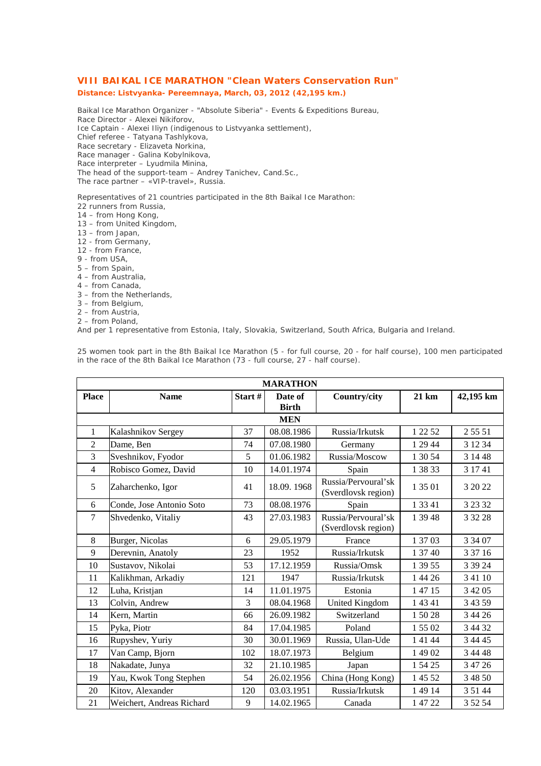## VIII BAIKAL ICE MARATHON "Clean Waters Conservation Run"

**Distance: Listvyanka- Pereemnaya, March, 03, 2012 (42,195 km.)**

Baikal Ice Marathon Organizer - "Absolute Siberia" - Events & Expeditions Bureau,
Race Director - Alexei Nikiforov,
Ice Captain - Alexei Iliyn (indigenous to Listvyanka settlement),
Chief referee - Tatyana Tashlykova,
Race secretary - Elizaveta Norkina,
Race manager - Galina Kobylnikova,
Race interpreter – Lyudmila Minina,
The head of the support-team – Andrey Tanichev, Cand.Sc.,
The race partner – «VIP-travel», Russia.

Representatives of 21 countries participated in the 8th Baikal Ice Marathon:
22 runners from Russia,
14 – from Hong Kong,
13 – from United Kingdom,
13 – from Japan,
12 - from Germany,
12 - from France,
9 - from USA,
5 – from Spain,
4 – from Australia,
4 – from Canada,
3 – from the Netherlands,
3 – from Belgium,
2 – from Austria,
2 – from Poland,
And per 1 representative from Estonia, Italy, Slovakia, Switzerland, South Africa, Bulgaria and Ireland.

25 women took part in the 8th Baikal Ice Marathon (5 - for full course, 20 - for half course), 100 men participated in the race of the 8th Baikal Ice Marathon (73 - full course, 27 - half course).

| MARATHON | | | | | | |
|---|---|---|---|---|---|---|
| **Place** | **Name** | **Start #** | **Date of Birth** | **Country/city** | **21 km** | **42,195 km** |
| **MEN** | | | | | | |
| 1 | Kalashnikov Sergey | 37 | 08.08.1986 | Russia/Irkutsk | 1 22 52 | 2 55 51 |
| 2 | Dame, Ben | 74 | 07.08.1980 | Germany | 1 29 44 | 3 12 34 |
| 3 | Sveshnikov, Fyodor | 5 | 01.06.1982 | Russia/Moscow | 1 30 54 | 3 14 48 |
| 4 | Robisco Gomez, David | 10 | 14.01.1974 | Spain | 1 38 33 | 3 17 41 |
| 5 | Zaharchenko, Igor | 41 | 18.09. 1968 | Russia/Pervoural'sk (Sverdlovsk region) | 1 35 01 | 3 20 22 |
| 6 | Conde, Jose Antonio Soto | 73 | 08.08.1976 | Spain | 1 33 41 | 3 23 32 |
| 7 | Shvedenko, Vitaliy | 43 | 27.03.1983 | Russia/Pervoural'sk (Sverdlovsk region) | 1 39 48 | 3 32 28 |
| 8 | Burger, Nicolas | 6 | 29.05.1979 | France | 1 37 03 | 3 34 07 |
| 9 | Derevnin, Anatoly | 23 | 1952 | Russia/Irkutsk | 1 37 40 | 3 37 16 |
| 10 | Sustavov, Nikolai | 53 | 17.12.1959 | Russia/Omsk | 1 39 55 | 3 39 24 |
| 11 | Kalikhman, Arkadiy | 121 | 1947 | Russia/Irkutsk | 1 44 26 | 3 41 10 |
| 12 | Luha, Kristjan | 14 | 11.01.1975 | Estonia | 1 47 15 | 3 42 05 |
| 13 | Colvin, Andrew | 3 | 08.04.1968 | United Kingdom | 1 43 41 | 3 43 59 |
| 14 | Kern, Martin | 66 | 26.09.1982 | Switzerland | 1 50 28 | 3 44 26 |
| 15 | Pyka, Piotr | 84 | 17.04.1985 | Poland | 1 55 02 | 3 44 32 |
| 16 | Rupyshev, Yuriy | 30 | 30.01.1969 | Russia, Ulan-Ude | 1 41 44 | 3 44 45 |
| 17 | Van Camp, Bjorn | 102 | 18.07.1973 | Belgium | 1 49 02 | 3 44 48 |
| 18 | Nakadate, Junya | 32 | 21.10.1985 | Japan | 1 54 25 | 3 47 26 |
| 19 | Yau, Kwok Tong Stephen | 54 | 26.02.1956 | China (Hong Kong) | 1 45 52 | 3 48 50 |
| 20 | Kitov, Alexander | 120 | 03.03.1951 | Russia/Irkutsk | 1 49 14 | 3 51 44 |
| 21 | Weichert, Andreas Richard | 9 | 14.02.1965 | Canada | 1 47 22 | 3 52 54 |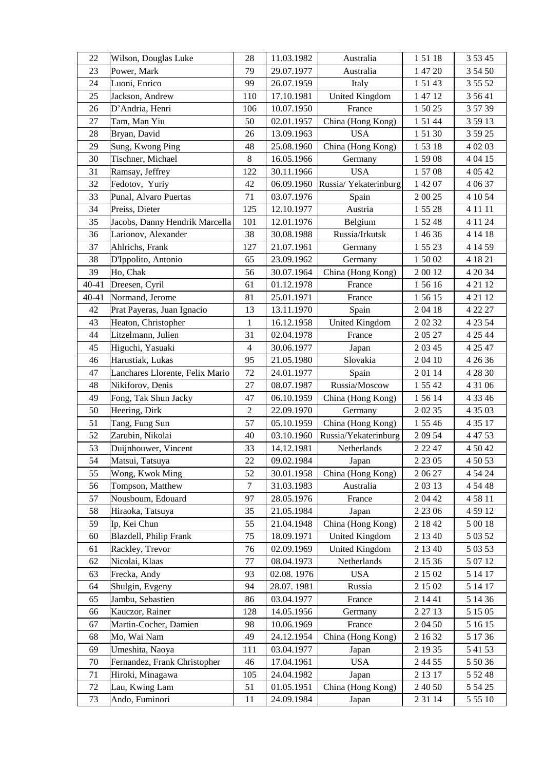| 22 | Wilson, Douglas Luke | 28 | 11.03.1982 | Australia | 1 51 18 | 3 53 45 |
|---|---|---|---|---|---|---|
| 23 | Power, Mark | 79 | 29.07.1977 | Australia | 1 47 20 | 3 54 50 |
| 24 | Luoni, Enrico | 99 | 26.07.1959 | Italy | 1 51 43 | 3 55 52 |
| 25 | Jackson, Andrew | 110 | 17.10.1981 | United Kingdom | 1 47 12 | 3 56 41 |
| 26 | D'Andria, Henri | 106 | 10.07.1950 | France | 1 50 25 | 3 57 39 |
| 27 | Tam, Man Yiu | 50 | 02.01.1957 | China (Hong Kong) | 1 51 44 | 3 59 13 |
| 28 | Bryan, David | 26 | 13.09.1963 | USA | 1 51 30 | 3 59 25 |
| 29 | Sung, Kwong Ping | 48 | 25.08.1960 | China (Hong Kong) | 1 53 18 | 4 02 03 |
| 30 | Tischner, Michael | 8 | 16.05.1966 | Germany | 1 59 08 | 4 04 15 |
| 31 | Ramsay, Jeffrey | 122 | 30.11.1966 | USA | 1 57 08 | 4 05 42 |
| 32 | Fedotov, Yuriy | 42 | 06.09.1960 | Russia/ Yekaterinburg | 1 42 07 | 4 06 37 |
| 33 | Punal, Alvaro Puertas | 71 | 03.07.1976 | Spain | 2 00 25 | 4 10 54 |
| 34 | Preiss, Dieter | 125 | 12.10.1977 | Austria | 1 55 28 | 4 11 11 |
| 35 | Jacobs, Danny Hendrik Marcella | 101 | 12.01.1976 | Belgium | 1 52 48 | 4 11 24 |
| 36 | Larionov, Alexander | 38 | 30.08.1988 | Russia/Irkutsk | 1 46 36 | 4 14 18 |
| 37 | Ahlrichs, Frank | 127 | 21.07.1961 | Germany | 1 55 23 | 4 14 59 |
| 38 | D'Ippolito, Antonio | 65 | 23.09.1962 | Germany | 1 50 02 | 4 18 21 |
| 39 | Ho, Chak | 56 | 30.07.1964 | China (Hong Kong) | 2 00 12 | 4 20 34 |
| 40-41 | Dreesen, Cyril | 61 | 01.12.1978 | France | 1 56 16 | 4 21 12 |
| 40-41 | Normand, Jerome | 81 | 25.01.1971 | France | 1 56 15 | 4 21 12 |
| 42 | Prat Payeras, Juan Ignacio | 13 | 13.11.1970 | Spain | 2 04 18 | 4 22 27 |
| 43 | Heaton, Christopher | 1 | 16.12.1958 | United Kingdom | 2 02 32 | 4 23 54 |
| 44 | Litzelmann, Julien | 31 | 02.04.1978 | France | 2 05 27 | 4 25 44 |
| 45 | Higuchi, Yasuaki | 4 | 30.06.1977 | Japan | 2 03 45 | 4 25 47 |
| 46 | Harustiak, Lukas | 95 | 21.05.1980 | Slovakia | 2 04 10 | 4 26 36 |
| 47 | Lanchares Llorente, Felix Mario | 72 | 24.01.1977 | Spain | 2 01 14 | 4 28 30 |
| 48 | Nikiforov, Denis | 27 | 08.07.1987 | Russia/Moscow | 1 55 42 | 4 31 06 |
| 49 | Fong, Tak Shun Jacky | 47 | 06.10.1959 | China (Hong Kong) | 1 56 14 | 4 33 46 |
| 50 | Heering, Dirk | 2 | 22.09.1970 | Germany | 2 02 35 | 4 35 03 |
| 51 | Tang, Fung Sun | 57 | 05.10.1959 | China (Hong Kong) | 1 55 46 | 4 35 17 |
| 52 | Zarubin, Nikolai | 40 | 03.10.1960 | Russia/Yekaterinburg | 2 09 54 | 4 47 53 |
| 53 | Duijnhouwer, Vincent | 33 | 14.12.1981 | Netherlands | 2 22 47 | 4 50 42 |
| 54 | Matsui, Tatsuya | 22 | 09.02.1984 | Japan | 2 23 05 | 4 50 53 |
| 55 | Wong, Kwok Ming | 52 | 30.01.1958 | China (Hong Kong) | 2 06 27 | 4 54 24 |
| 56 | Tompson, Matthew | 7 | 31.03.1983 | Australia | 2 03 13 | 4 54 48 |
| 57 | Nousboum, Edouard | 97 | 28.05.1976 | France | 2 04 42 | 4 58 11 |
| 58 | Hiraoka, Tatsuya | 35 | 21.05.1984 | Japan | 2 23 06 | 4 59 12 |
| 59 | Ip, Kei Chun | 55 | 21.04.1948 | China (Hong Kong) | 2 18 42 | 5 00 18 |
| 60 | Blazdell, Philip Frank | 75 | 18.09.1971 | United Kingdom | 2 13 40 | 5 03 52 |
| 61 | Rackley, Trevor | 76 | 02.09.1969 | United Kingdom | 2 13 40 | 5 03 53 |
| 62 | Nicolai, Klaas | 77 | 08.04.1973 | Netherlands | 2 15 36 | 5 07 12 |
| 63 | Frecka, Andy | 93 | 02.08. 1976 | USA | 2 15 02 | 5 14 17 |
| 64 | Shulgin, Evgeny | 94 | 28.07. 1981 | Russia | 2 15 02 | 5 14 17 |
| 65 | Jambu, Sebastien | 86 | 03.04.1977 | France | 2 14 41 | 5 14 36 |
| 66 | Kauczor, Rainer | 128 | 14.05.1956 | Germany | 2 27 13 | 5 15 05 |
| 67 | Martin-Cocher, Damien | 98 | 10.06.1969 | France | 2 04 50 | 5 16 15 |
| 68 | Mo, Wai Nam | 49 | 24.12.1954 | China (Hong Kong) | 2 16 32 | 5 17 36 |
| 69 | Umeshita, Naoya | 111 | 03.04.1977 | Japan | 2 19 35 | 5 41 53 |
| 70 | Fernandez, Frank Christopher | 46 | 17.04.1961 | USA | 2 44 55 | 5 50 36 |
| 71 | Hiroki, Minagawa | 105 | 24.04.1982 | Japan | 2 13 17 | 5 52 48 |
| 72 | Lau, Kwing Lam | 51 | 01.05.1951 | China (Hong Kong) | 2 40 50 | 5 54 25 |
| 73 | Ando, Fuminori | 11 | 24.09.1984 | Japan | 2 31 14 | 5 55 10 |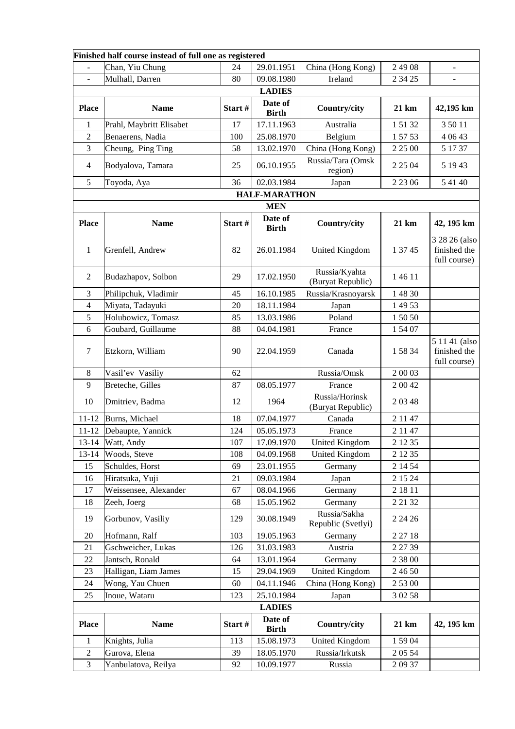| Place | Name | Start # | Date of Birth | Country/city | 21 km | 42,195 km |
|---|---|---|---|---|---|---|
| **Finished half course instead of full one as registered** | | | | | | |
| - | Chan, Yiu Chung | 24 | 29.01.1951 | China (Hong Kong) | 2 49 08 | - |
| - | Mulhall, Darren | 80 | 09.08.1980 | Ireland | 2 34 25 | - |
| **LADIES** | | | | | | |
| **Place** | **Name** | **Start #** | **Date of Birth** | **Country/city** | **21 km** | **42,195 km** |
| 1 | Prahl, Maybritt Elisabet | 17 | 17.11.1963 | Australia | 1 51 32 | 3 50 11 |
| 2 | Benaerens, Nadia | 100 | 25.08.1970 | Belgium | 1 57 53 | 4 06 43 |
| 3 | Cheung, Ping Ting | 58 | 13.02.1970 | China (Hong Kong) | 2 25 00 | 5 17 37 |
| 4 | Bodyalova, Tamara | 25 | 06.10.1955 | Russia/Tara (Omsk region) | 2 25 04 | 5 19 43 |
| 5 | Toyoda, Aya | 36 | 02.03.1984 | Japan | 2 23 06 | 5 41 40 |

## HALF-MARATHON

### MEN

| Place | Name | Start # | Date of Birth | Country/city | 21 km | 42, 195 km |
|---|---|---|---|---|---|---|
| 1 | Grenfell, Andrew | 82 | 26.01.1984 | United Kingdom | 1 37 45 | 3 28 26 (also finished the full course) |
| 2 | Budazhapov, Solbon | 29 | 17.02.1950 | Russia/Kyahta (Buryat Republic) | 1 46 11 | |
| 3 | Philipchuk, Vladimir | 45 | 16.10.1985 | Russia/Krasnoyarsk | 1 48 30 | |
| 4 | Miyata, Tadayuki | 20 | 18.11.1984 | Japan | 1 49 53 | |
| 5 | Holubowicz, Tomasz | 85 | 13.03.1986 | Poland | 1 50 50 | |
| 6 | Goubard, Guillaume | 88 | 04.04.1981 | France | 1 54 07 | |
| 7 | Etzkorn, William | 90 | 22.04.1959 | Canada | 1 58 34 | 5 11 41 (also finished the full course) |
| 8 | Vasil'ev Vasiliy | 62 | | Russia/Omsk | 2 00 03 | |
| 9 | Breteche, Gilles | 87 | 08.05.1977 | France | 2 00 42 | |
| 10 | Dmitriev, Badma | 12 | 1964 | Russia/Horinsk (Buryat Republic) | 2 03 48 | |
| 11-12 | Burns, Michael | 18 | 07.04.1977 | Canada | 2 11 47 | |
| 11-12 | Debaupte, Yannick | 124 | 05.05.1973 | France | 2 11 47 | |
| 13-14 | Watt, Andy | 107 | 17.09.1970 | United Kingdom | 2 12 35 | |
| 13-14 | Woods, Steve | 108 | 04.09.1968 | United Kingdom | 2 12 35 | |
| 15 | Schuldes, Horst | 69 | 23.01.1955 | Germany | 2 14 54 | |
| 16 | Hiratsuka, Yuji | 21 | 09.03.1984 | Japan | 2 15 24 | |
| 17 | Weissensee, Alexander | 67 | 08.04.1966 | Germany | 2 18 11 | |
| 18 | Zeeh, Joerg | 68 | 15.05.1962 | Germany | 2 21 32 | |
| 19 | Gorbunov, Vasiliy | 129 | 30.08.1949 | Russia/Sakha Republic (Svetlyi) | 2 24 26 | |
| 20 | Hofmann, Ralf | 103 | 19.05.1963 | Germany | 2 27 18 | |
| 21 | Gschweicher, Lukas | 126 | 31.03.1983 | Austria | 2 27 39 | |
| 22 | Jantsch, Ronald | 64 | 13.01.1964 | Germany | 2 38 00 | |
| 23 | Halligan, Liam James | 15 | 29.04.1969 | United Kingdom | 2 46 50 | |
| 24 | Wong, Yau Chuen | 60 | 04.11.1946 | China (Hong Kong) | 2 53 00 | |
| 25 | Inoue, Wataru | 123 | 25.10.1984 | Japan | 3 02 58 | |

### LADIES

| Place | Name | Start # | Date of Birth | Country/city | 21 km | 42, 195 km |
|---|---|---|---|---|---|---|
| 1 | Knights, Julia | 113 | 15.08.1973 | United Kingdom | 1 59 04 | |
| 2 | Gurova, Elena | 39 | 18.05.1970 | Russia/Irkutsk | 2 05 54 | |
| 3 | Yanbulatova, Reilya | 92 | 10.09.1977 | Russia | 2 09 37 | |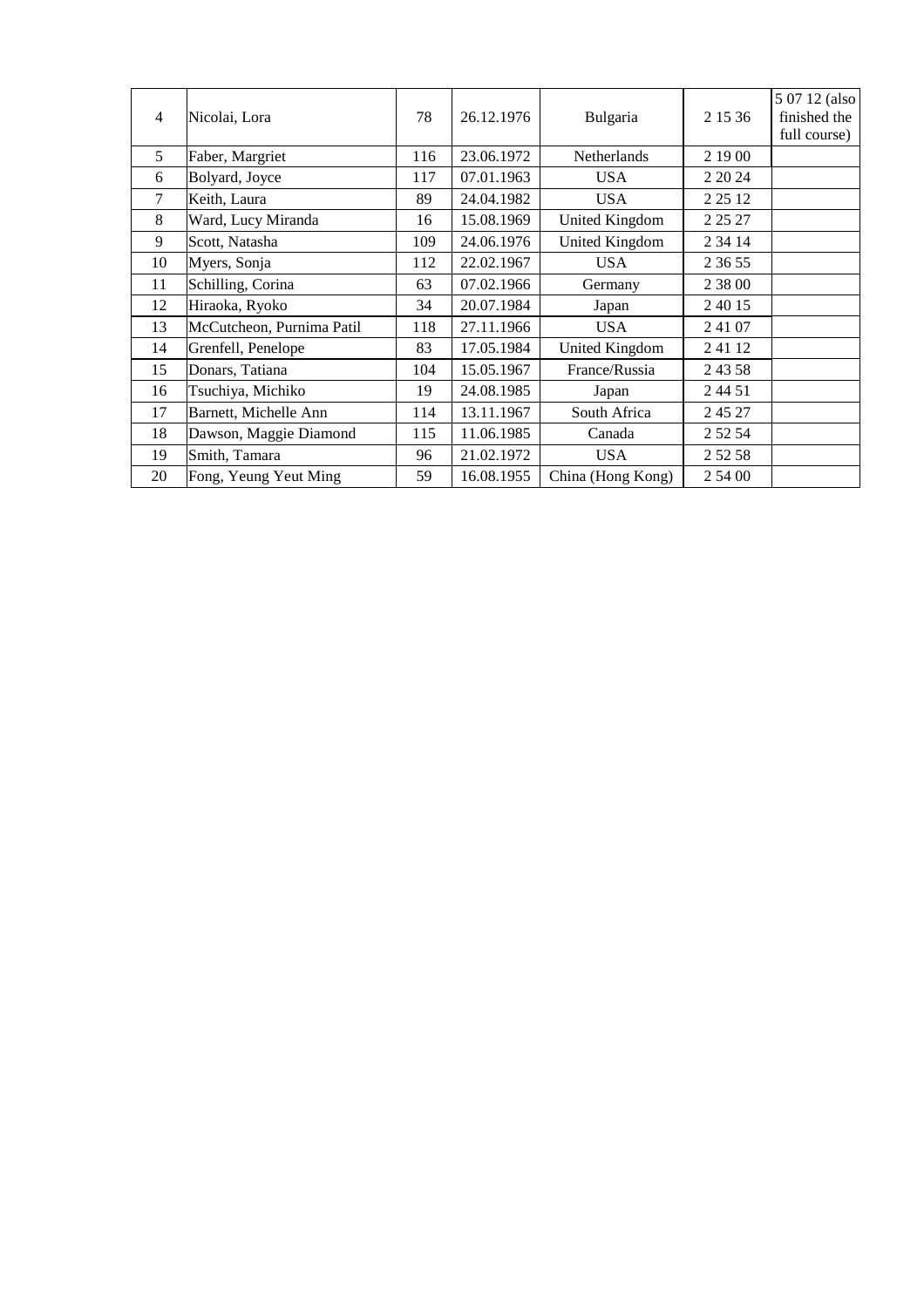| | | | | | | |
|---|---|---|---|---|---|---|
| 4 | Nicolai, Lora | 78 | 26.12.1976 | Bulgaria | 2 15 36 | 5 07 12 (also finished the full course) |
| 5 | Faber, Margriet | 116 | 23.06.1972 | Netherlands | 2 19 00 | |
| 6 | Bolyard, Joyce | 117 | 07.01.1963 | USA | 2 20 24 | |
| 7 | Keith, Laura | 89 | 24.04.1982 | USA | 2 25 12 | |
| 8 | Ward, Lucy Miranda | 16 | 15.08.1969 | United Kingdom | 2 25 27 | |
| 9 | Scott, Natasha | 109 | 24.06.1976 | United Kingdom | 2 34 14 | |
| 10 | Myers, Sonja | 112 | 22.02.1967 | USA | 2 36 55 | |
| 11 | Schilling, Corina | 63 | 07.02.1966 | Germany | 2 38 00 | |
| 12 | Hiraoka, Ryoko | 34 | 20.07.1984 | Japan | 2 40 15 | |
| 13 | McCutcheon, Purnima Patil | 118 | 27.11.1966 | USA | 2 41 07 | |
| 14 | Grenfell, Penelope | 83 | 17.05.1984 | United Kingdom | 2 41 12 | |
| 15 | Donars, Tatiana | 104 | 15.05.1967 | France/Russia | 2 43 58 | |
| 16 | Tsuchiya, Michiko | 19 | 24.08.1985 | Japan | 2 44 51 | |
| 17 | Barnett, Michelle Ann | 114 | 13.11.1967 | South Africa | 2 45 27 | |
| 18 | Dawson, Maggie Diamond | 115 | 11.06.1985 | Canada | 2 52 54 | |
| 19 | Smith, Tamara | 96 | 21.02.1972 | USA | 2 52 58 | |
| 20 | Fong, Yeung Yeut Ming | 59 | 16.08.1955 | China (Hong Kong) | 2 54 00 | |